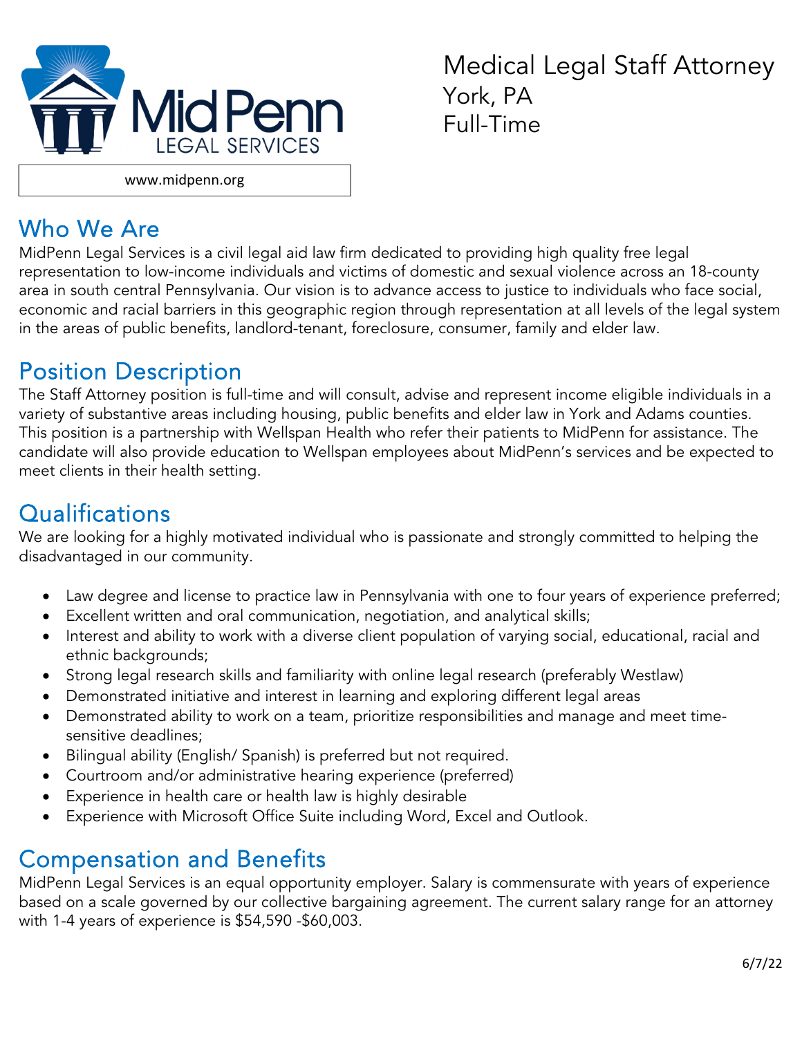MidPenn LEGAL SERVICES

www.midpenn.org

# Medical Legal Staff Attorney
York, PA
Full-Time

## Who We Are

MidPenn Legal Services is a civil legal aid law firm dedicated to providing high quality free legal representation to low-income individuals and victims of domestic and sexual violence across an 18-county area in south central Pennsylvania. Our vision is to advance access to justice to individuals who face social, economic and racial barriers in this geographic region through representation at all levels of the legal system in the areas of public benefits, landlord-tenant, foreclosure, consumer, family and elder law.

## Position Description

The Staff Attorney position is full-time and will consult, advise and represent income eligible individuals in a variety of substantive areas including housing, public benefits and elder law in York and Adams counties. This position is a partnership with Wellspan Health who refer their patients to MidPenn for assistance. The candidate will also provide education to Wellspan employees about MidPenn's services and be expected to meet clients in their health setting.

## Qualifications

We are looking for a highly motivated individual who is passionate and strongly committed to helping the disadvantaged in our community.

- Law degree and license to practice law in Pennsylvania with one to four years of experience preferred;
- Excellent written and oral communication, negotiation, and analytical skills;
- Interest and ability to work with a diverse client population of varying social, educational, racial and ethnic backgrounds;
- Strong legal research skills and familiarity with online legal research (preferably Westlaw)
- Demonstrated initiative and interest in learning and exploring different legal areas
- Demonstrated ability to work on a team, prioritize responsibilities and manage and meet time-sensitive deadlines;
- Bilingual ability (English/ Spanish) is preferred but not required.
- Courtroom and/or administrative hearing experience (preferred)
- Experience in health care or health law is highly desirable
- Experience with Microsoft Office Suite including Word, Excel and Outlook.

## Compensation and Benefits

MidPenn Legal Services is an equal opportunity employer. Salary is commensurate with years of experience based on a scale governed by our collective bargaining agreement. The current salary range for an attorney with 1-4 years of experience is $54,590 -$60,003.

6/7/22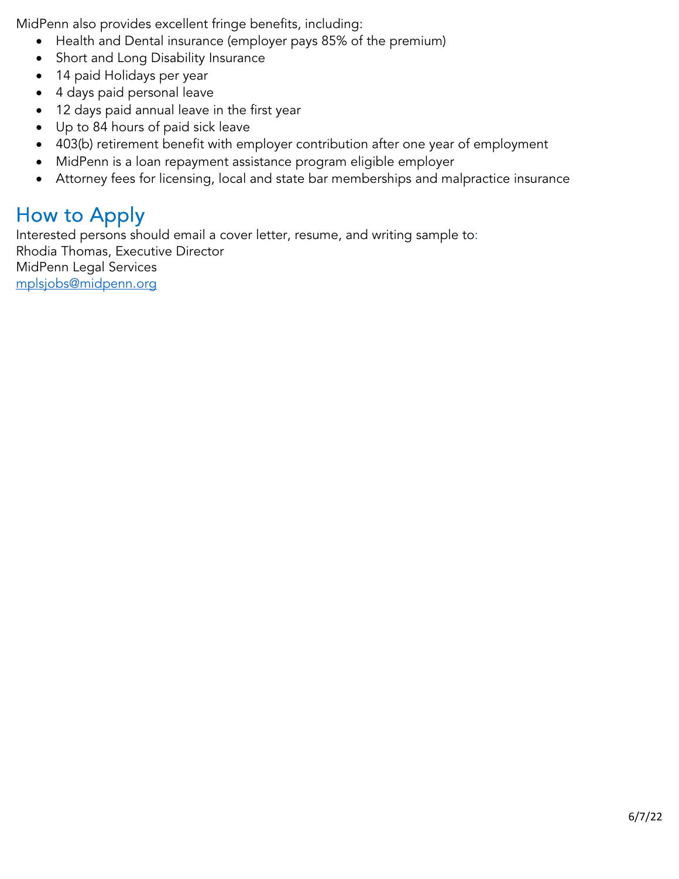MidPenn also provides excellent fringe benefits, including:

- Health and Dental insurance (employer pays 85% of the premium)
- Short and Long Disability Insurance
- 14 paid Holidays per year
- 4 days paid personal leave
- 12 days paid annual leave in the first year
- Up to 84 hours of paid sick leave
- 403(b) retirement benefit with employer contribution after one year of employment
- MidPenn is a loan repayment assistance program eligible employer
- Attorney fees for licensing, local and state bar memberships and malpractice insurance

## How to Apply

Interested persons should email a cover letter, resume, and writing sample to:
Rhodia Thomas, Executive Director
MidPenn Legal Services
mplsjobs@midpenn.org

6/7/22